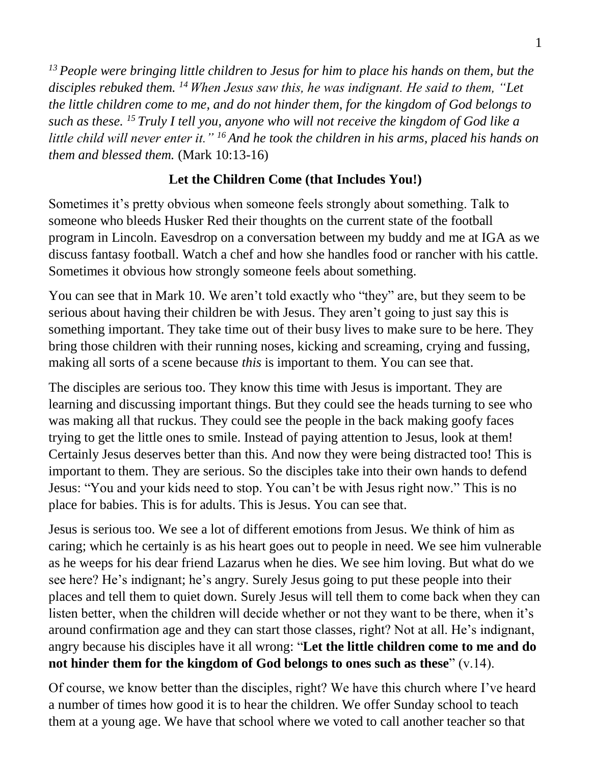*[13] People were bringing little children to Jesus for him to place his hands on them, but the disciples rebuked them. [14] When Jesus saw this, he was indignant. He said to them, "Let the little children come to me, and do not hinder them, for the kingdom of God belongs to such as these. [15] Truly I tell you, anyone who will not receive the kingdom of God like a little child will never enter it." [16] And he took the children in his arms, placed his hands on them and blessed them.* (Mark 10:13-16)

**Let the Children Come (that Includes You!)**

Sometimes it's pretty obvious when someone feels strongly about something. Talk to someone who bleeds Husker Red their thoughts on the current state of the football program in Lincoln. Eavesdrop on a conversation between my buddy and me at IGA as we discuss fantasy football. Watch a chef and how she handles food or rancher with his cattle. Sometimes it obvious how strongly someone feels about something.

You can see that in Mark 10. We aren't told exactly who "they" are, but they seem to be serious about having their children be with Jesus. They aren't going to just say this is something important. They take time out of their busy lives to make sure to be here. They bring those children with their running noses, kicking and screaming, crying and fussing, making all sorts of a scene because *this* is important to them. You can see that.

The disciples are serious too. They know this time with Jesus is important. They are learning and discussing important things. But they could see the heads turning to see who was making all that ruckus. They could see the people in the back making goofy faces trying to get the little ones to smile. Instead of paying attention to Jesus, look at them! Certainly Jesus deserves better than this. And now they were being distracted too! This is important to them. They are serious. So the disciples take into their own hands to defend Jesus: "You and your kids need to stop. You can't be with Jesus right now." This is no place for babies. This is for adults. This is Jesus. You can see that.

Jesus is serious too. We see a lot of different emotions from Jesus. We think of him as caring; which he certainly is as his heart goes out to people in need. We see him vulnerable as he weeps for his dear friend Lazarus when he dies. We see him loving. But what do we see here? He's indignant; he's angry. Surely Jesus going to put these people into their places and tell them to quiet down. Surely Jesus will tell them to come back when they can listen better, when the children will decide whether or not they want to be there, when it's around confirmation age and they can start those classes, right? Not at all. He's indignant, angry because his disciples have it all wrong: "**Let the little children come to me and do not hinder them for the kingdom of God belongs to ones such as these**" (v.14).

Of course, we know better than the disciples, right? We have this church where I've heard a number of times how good it is to hear the children. We offer Sunday school to teach them at a young age. We have that school where we voted to call another teacher so that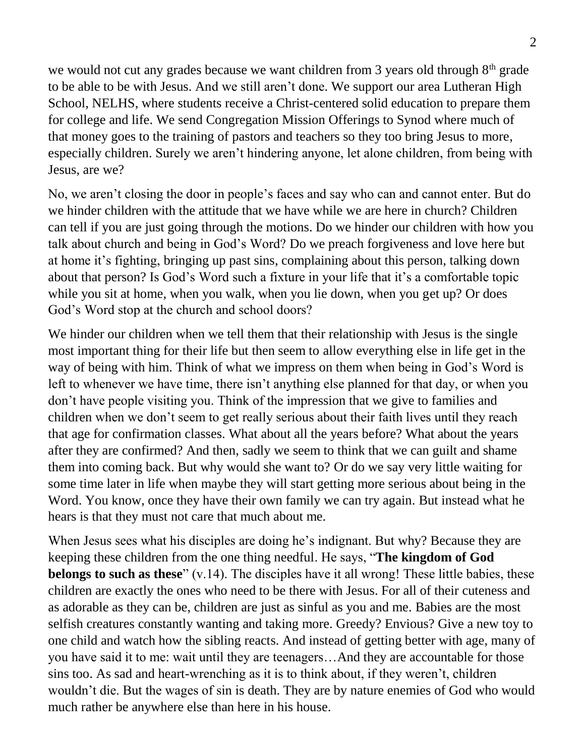we would not cut any grades because we want children from 3 years old through 8th grade to be able to be with Jesus. And we still aren't done. We support our area Lutheran High School, NELHS, where students receive a Christ-centered solid education to prepare them for college and life. We send Congregation Mission Offerings to Synod where much of that money goes to the training of pastors and teachers so they too bring Jesus to more, especially children. Surely we aren't hindering anyone, let alone children, from being with Jesus, are we?

No, we aren't closing the door in people's faces and say who can and cannot enter. But do we hinder children with the attitude that we have while we are here in church? Children can tell if you are just going through the motions. Do we hinder our children with how you talk about church and being in God's Word? Do we preach forgiveness and love here but at home it's fighting, bringing up past sins, complaining about this person, talking down about that person? Is God's Word such a fixture in your life that it's a comfortable topic while you sit at home, when you walk, when you lie down, when you get up? Or does God's Word stop at the church and school doors?

We hinder our children when we tell them that their relationship with Jesus is the single most important thing for their life but then seem to allow everything else in life get in the way of being with him. Think of what we impress on them when being in God's Word is left to whenever we have time, there isn't anything else planned for that day, or when you don't have people visiting you. Think of the impression that we give to families and children when we don't seem to get really serious about their faith lives until they reach that age for confirmation classes. What about all the years before? What about the years after they are confirmed? And then, sadly we seem to think that we can guilt and shame them into coming back. But why would she want to? Or do we say very little waiting for some time later in life when maybe they will start getting more serious about being in the Word. You know, once they have their own family we can try again. But instead what he hears is that they must not care that much about me.

When Jesus sees what his disciples are doing he's indignant. But why? Because they are keeping these children from the one thing needful. He says, "**The kingdom of God belongs to such as these**" (v.14). The disciples have it all wrong! These little babies, these children are exactly the ones who need to be there with Jesus. For all of their cuteness and as adorable as they can be, children are just as sinful as you and me. Babies are the most selfish creatures constantly wanting and taking more. Greedy? Envious? Give a new toy to one child and watch how the sibling reacts. And instead of getting better with age, many of you have said it to me: wait until they are teenagers…And they are accountable for those sins too. As sad and heart-wrenching as it is to think about, if they weren't, children wouldn't die. But the wages of sin is death. They are by nature enemies of God who would much rather be anywhere else than here in his house.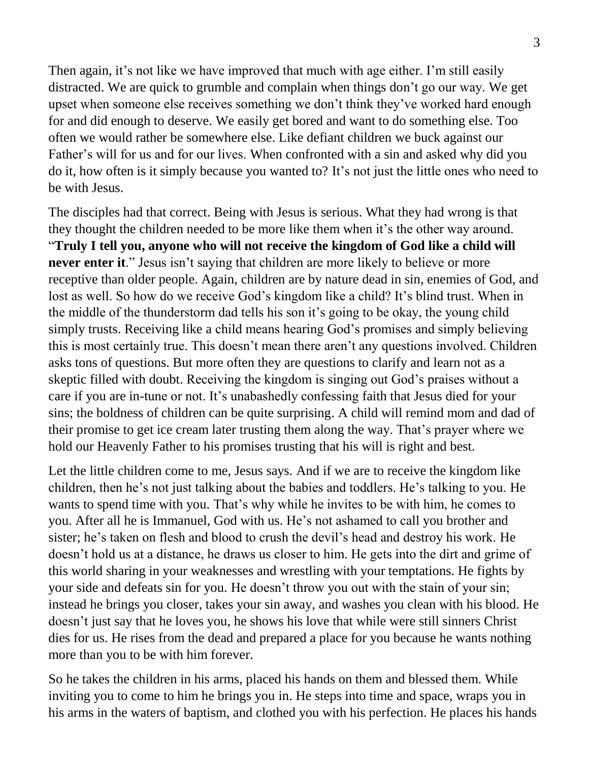Then again, it's not like we have improved that much with age either. I'm still easily distracted. We are quick to grumble and complain when things don't go our way. We get upset when someone else receives something we don't think they've worked hard enough for and did enough to deserve. We easily get bored and want to do something else. Too often we would rather be somewhere else. Like defiant children we buck against our Father's will for us and for our lives. When confronted with a sin and asked why did you do it, how often is it simply because you wanted to? It's not just the little ones who need to be with Jesus.

The disciples had that correct. Being with Jesus is serious. What they had wrong is that they thought the children needed to be more like them when it's the other way around. "**Truly I tell you, anyone who will not receive the kingdom of God like a child will never enter it**." Jesus isn't saying that children are more likely to believe or more receptive than older people. Again, children are by nature dead in sin, enemies of God, and lost as well. So how do we receive God's kingdom like a child? It's blind trust. When in the middle of the thunderstorm dad tells his son it's going to be okay, the young child simply trusts. Receiving like a child means hearing God's promises and simply believing this is most certainly true. This doesn't mean there aren't any questions involved. Children asks tons of questions. But more often they are questions to clarify and learn not as a skeptic filled with doubt. Receiving the kingdom is singing out God's praises without a care if you are in-tune or not. It's unabashedly confessing faith that Jesus died for your sins; the boldness of children can be quite surprising. A child will remind mom and dad of their promise to get ice cream later trusting them along the way. That's prayer where we hold our Heavenly Father to his promises trusting that his will is right and best.

Let the little children come to me, Jesus says. And if we are to receive the kingdom like children, then he's not just talking about the babies and toddlers. He's talking to you. He wants to spend time with you. That's why while he invites to be with him, he comes to you. After all he is Immanuel, God with us. He's not ashamed to call you brother and sister; he's taken on flesh and blood to crush the devil's head and destroy his work. He doesn't hold us at a distance, he draws us closer to him. He gets into the dirt and grime of this world sharing in your weaknesses and wrestling with your temptations. He fights by your side and defeats sin for you. He doesn't throw you out with the stain of your sin; instead he brings you closer, takes your sin away, and washes you clean with his blood. He doesn't just say that he loves you, he shows his love that while were still sinners Christ dies for us. He rises from the dead and prepared a place for you because he wants nothing more than you to be with him forever.

So he takes the children in his arms, placed his hands on them and blessed them. While inviting you to come to him he brings you in. He steps into time and space, wraps you in his arms in the waters of baptism, and clothed you with his perfection. He places his hands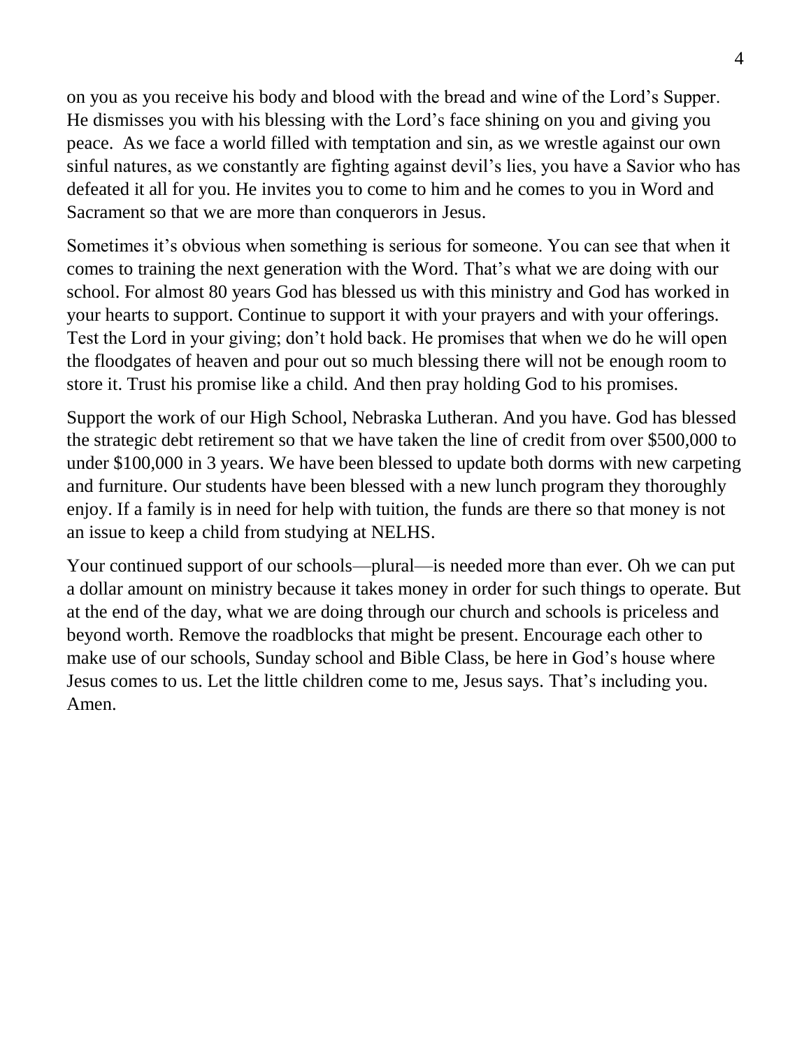on you as you receive his body and blood with the bread and wine of the Lord's Supper. He dismisses you with his blessing with the Lord's face shining on you and giving you peace. As we face a world filled with temptation and sin, as we wrestle against our own sinful natures, as we constantly are fighting against devil's lies, you have a Savior who has defeated it all for you. He invites you to come to him and he comes to you in Word and Sacrament so that we are more than conquerors in Jesus.

Sometimes it's obvious when something is serious for someone. You can see that when it comes to training the next generation with the Word. That's what we are doing with our school. For almost 80 years God has blessed us with this ministry and God has worked in your hearts to support. Continue to support it with your prayers and with your offerings. Test the Lord in your giving; don't hold back. He promises that when we do he will open the floodgates of heaven and pour out so much blessing there will not be enough room to store it. Trust his promise like a child. And then pray holding God to his promises.

Support the work of our High School, Nebraska Lutheran. And you have. God has blessed the strategic debt retirement so that we have taken the line of credit from over $500,000 to under $100,000 in 3 years. We have been blessed to update both dorms with new carpeting and furniture. Our students have been blessed with a new lunch program they thoroughly enjoy. If a family is in need for help with tuition, the funds are there so that money is not an issue to keep a child from studying at NELHS.

Your continued support of our schools—plural—is needed more than ever. Oh we can put a dollar amount on ministry because it takes money in order for such things to operate. But at the end of the day, what we are doing through our church and schools is priceless and beyond worth. Remove the roadblocks that might be present. Encourage each other to make use of our schools, Sunday school and Bible Class, be here in God's house where Jesus comes to us. Let the little children come to me, Jesus says. That's including you. Amen.